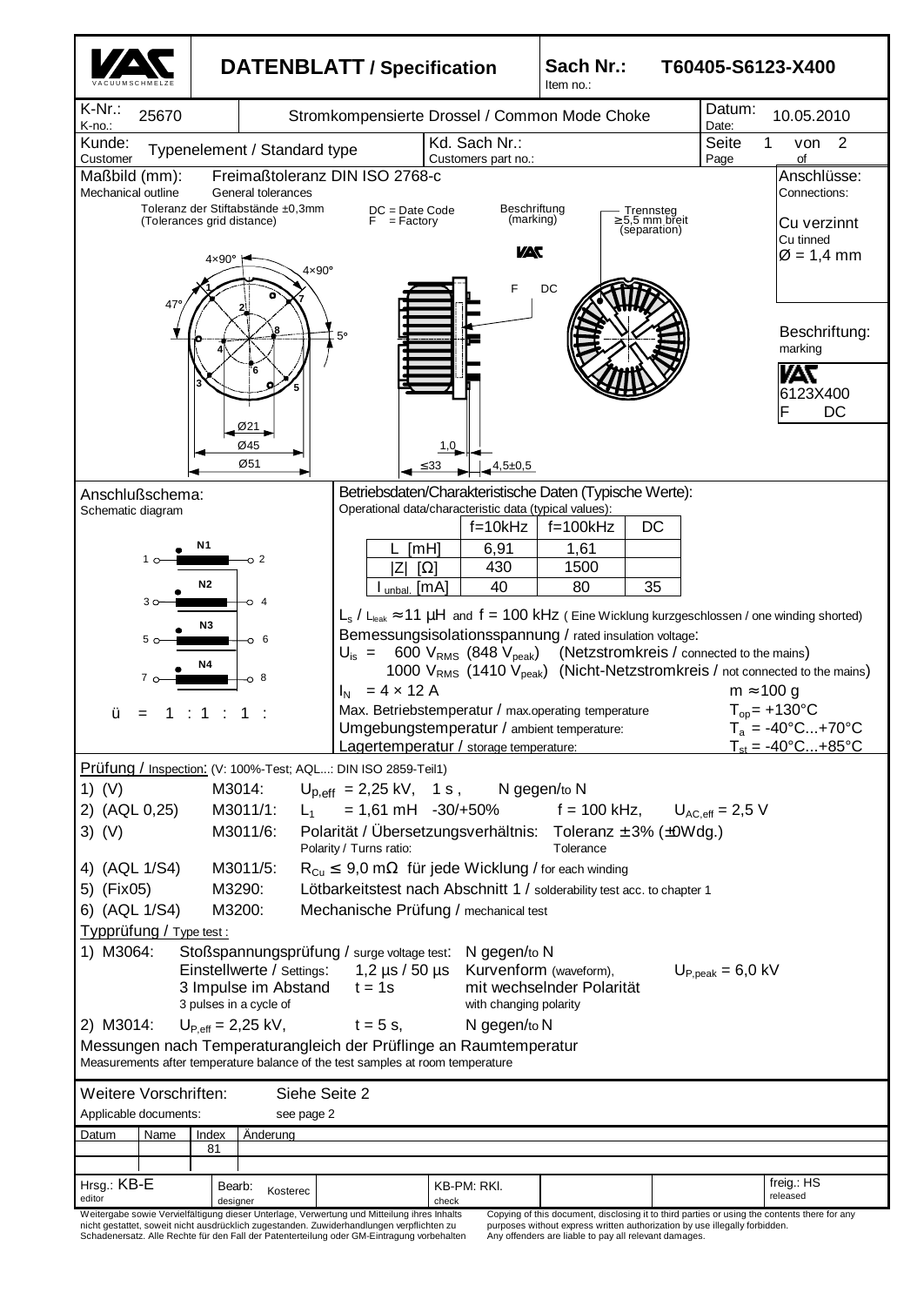# DATENBLATT / Specification

**Sach Nr.: / Item no.:** T60405-S6123-X400

| K-Nr.: / K-no.: | 25670 | Stromkompensierte Drossel / Common Mode Choke | Datum: / Date: | 10.05.2010 |
|---|---|---|---|---|
| Kunde: / Customer | Typenelement / Standard type | Kd. Sach Nr.: / Customers part no.: | Seite / Page | 1 von / of 2 |

## Maßbild (mm): / Mechanical outline

Freimaßtoleranz DIN ISO 2768-c / General tolerances

Toleranz der Stiftabstände ±0,3mm (Tolerances grid distance)

DC = Date Code
F = Factory

Beschriftung (marking)

Trennsteg ≥5,5 mm breit (separation)

4×90°, 4×90°, 47°, 5°, Ø21, Ø45, Ø51, ≤33, 1,0, 4,5±0,5

**Anschlüsse: / Connections:**

Cu verzinnt
Cu tinned
Ø = 1,4 mm

**Beschriftung: / marking**

VAC
6123X400
F DC

## Anschlußschema: / Schematic diagram

N1: 1 – 2
N2: 3 – 4
N3: 5 – 6
N4: 7 – 8

ü = 1 : 1 : 1 :

## Betriebsdaten/Charakteristische Daten (Typische Werte): / Operational data/characteristic data (typical values):

| | f=10kHz | f=100kHz | DC |
|---|---|---|---|
| L [mH] | 6,91 | 1,61 | |
| \|Z\| [Ω] | 430 | 1500 | |
| $I_{unbal.}$ [mA] | 40 | 80 | 35 |

$L_s$ / $L_{leak}$ ≈ 11 µH and f = 100 kHz ( Eine Wicklung kurzgeschlossen / one winding shorted)

Bemessungsisolationsspannung / rated insulation voltage:

$U_{is}$ = 600 $V_{RMS}$ (848 $V_{peak}$) (Netzstromkreis / connected to the mains)
1000 $V_{RMS}$ (1410 $V_{peak}$) (Nicht-Netzstromkreis / not connected to the mains)

$I_N$ = 4 × 12 A — m ≈ 100 g

Max. Betriebstemperatur / max.operating temperature — $T_{op}$ = +130°C

Umgebungstemperatur / ambient temperature: — $T_a$ = -40°C...+70°C

Lagertemperatur / storage temperature: — $T_{st}$ = -40°C...+85°C

## Prüfung / Inspection: (V: 100%-Test; AQL...: DIN ISO 2859-Teil1)

1) (V) M3014: $U_{p,eff}$ = 2,25 kV, 1 s , N gegen/to N
2) (AQL 0,25) M3011/1: $L_1$ = 1,61 mH -30/+50% f = 100 kHz, $U_{AC,eff}$ = 2,5 V
3) (V) M3011/6: Polarität / Übersetzungsverhältnis: / Polarity / Turns ratio: Toleranz / Tolerance ± 3% (±0Wdg.)
4) (AQL 1/S4) M3011/5: $R_{Cu}$ ≤ 9,0 mΩ für jede Wicklung / for each winding
5) (Fix05) M3290: Lötbarkeitstest nach Abschnitt 1 / solderability test acc. to chapter 1
6) (AQL 1/S4) M3200: Mechanische Prüfung / mechanical test

## Typprüfung / Type test :

1) M3064: Stoßspannungsprüfung / surge voltage test: N gegen/to N
Einstellwerte / Settings: 1,2 µs / 50 µs Kurvenform (waveform), $U_{P,peak}$ = 6,0 kV
3 Impulse im Abstand / 3 pulses in a cycle of t = 1s mit wechselnder Polarität / with changing polarity

2) M3014: $U_{P,eff}$ = 2,25 kV, t = 5 s, N gegen/to N

Messungen nach Temperaturangleich der Prüflinge an Raumtemperatur
Measurements after temperature balance of the test samples at room temperature

Weitere Vorschriften: / Applicable documents: Siehe Seite 2 / see page 2

| Datum | Name | Index | Änderung |
|---|---|---|---|
| | | 81 | |

| Hrsg.: KB-E / editor | Bearb.: / designer Kosterec | KB-PM: RKl. / check | freig.: HS / released |
|---|---|---|---|

Weitergabe sowie Vervielfältigung dieser Unterlage, Verwertung und Mitteilung ihres Inhalts nicht gestattet, soweit nicht ausdrücklich zugestanden. Zuwiderhandlungen verpflichten zu Schadenersatz. Alle Rechte für den Fall der Patenterteilung oder GM-Eintragung vorbehalten

Copying of this document, disclosing it to third parties or using the contents there for any purposes without express written authorization by use illegally forbidden. Any offenders are liable to pay all relevant damages.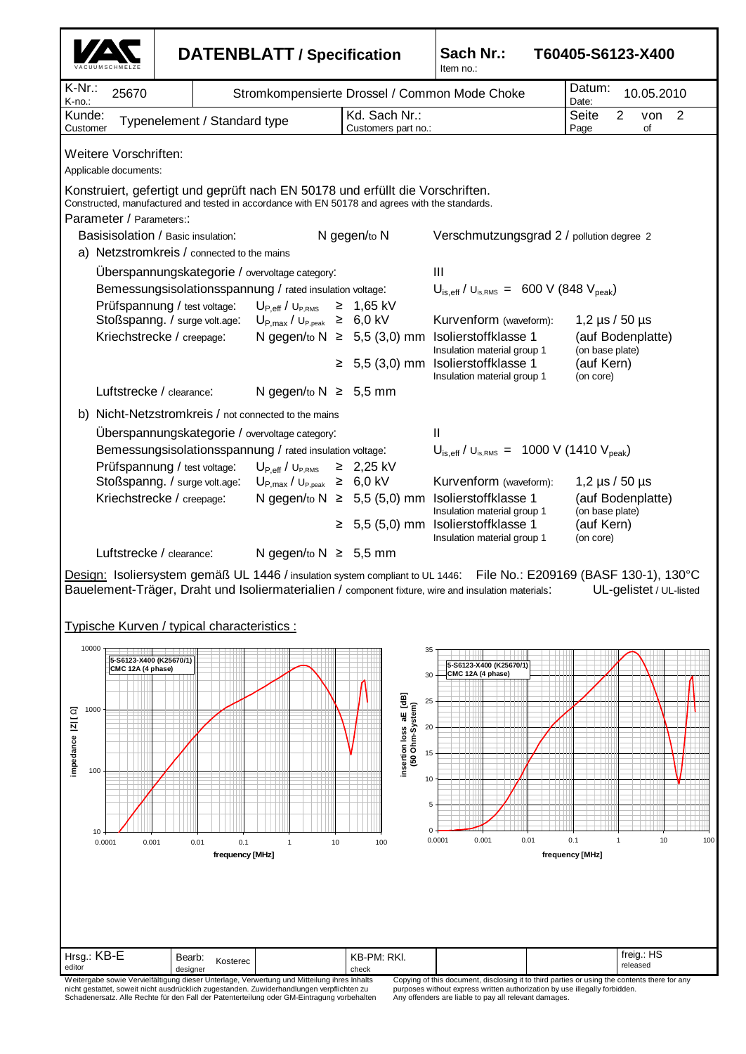# DATENBLATT / Specification

| | | | |
|---|---|---|---|
| VAC VACUUMSCHMELZE | **DATENBLATT / Specification** | **Sach Nr.:** Item no.: | **T60405-S6123-X400** |
| K-Nr.: K-no.: 25670 | Stromkompensierte Drossel / Common Mode Choke | | Datum: Date: 10.05.2010 |
| Kunde: Customer: Typenelement / Standard type | Kd. Sach Nr.: Customers part no.: | | Seite 2 von 2 Page of |

Weitere Vorschriften:
Applicable documents:

Konstruiert, gefertigt und geprüft nach EN 50178 und erfüllt die Vorschriften.
Constructed, manufactured and tested in accordance with EN 50178 and agrees with the standards.

Parameter / Parameters::

Basisisolation / Basic insulation: N gegen/to N — Verschmutzungsgrad 2 / pollution degree 2

a) Netzstromkreis / connected to the mains

- Überspannungskategorie / overvoltage category: III
- Bemessungsisolationsspannung / rated insulation voltage: $U_{is,eff}$ / $U_{is,RMS}$ = 600 V (848 $V_{peak}$)
- Prüfspannung / test voltage: $U_{P,eff}$ / $U_{P,RMS}$ ≥ 1,65 kV
- Stoßspanng. / surge volt.age: $U_{P,max}$ / $U_{P,peak}$ ≥ 6,0 kV — Kurvenform (waveform): 1,2 µs / 50 µs
- Kriechstrecke / creepage: N gegen/to N ≥ 5,5 (3,0) mm Isolierstoffklasse 1 / Insulation material group 1 (auf Bodenplatte) (on base plate)
  - ≥ 5,5 (3,0) mm Isolierstoffklasse 1 / Insulation material group 1 (auf Kern) (on core)
- Luftstrecke / clearance: N gegen/to N ≥ 5,5 mm

b) Nicht-Netzstromkreis / not connected to the mains

- Überspannungskategorie / overvoltage category: II
- Bemessungsisolationsspannung / rated insulation voltage: $U_{is,eff}$ / $U_{is,RMS}$ = 1000 V (1410 $V_{peak}$)
- Prüfspannung / test voltage: $U_{P,eff}$ / $U_{P,RMS}$ ≥ 2,25 kV
- Stoßspanng. / surge volt.age: $U_{P,max}$ / $U_{P,peak}$ ≥ 6,0 kV — Kurvenform (waveform): 1,2 µs / 50 µs
- Kriechstrecke / creepage: N gegen/to N ≥ 5,5 (5,0) mm Isolierstoffklasse 1 / Insulation material group 1 (auf Bodenplatte) (on base plate)
  - ≥ 5,5 (5,0) mm Isolierstoffklasse 1 / Insulation material group 1 (auf Kern) (on core)
- Luftstrecke / clearance: N gegen/to N ≥ 5,5 mm

<u>Design:</u> Isoliersystem gemäß UL 1446 / insulation system compliant to UL 1446: File No.: E209169 (BASF 130-1), 130°C
Bauelement-Träger, Draht und Isoliermaterialien / component fixture, wire and insulation materials: UL-gelistet / UL-listed

<u>Typische Kurven / typical characteristics :</u>

5-S6123-X400 (K25670/1)
CMC 12A (4 phase)
impedance |Z| [Ω]
10000
1000
100
10
0.0001 0.001 0.01 0.1 1 10 100
frequency [MHz]

5-S6123-X400 (K25670/1)
CMC 12A (4 phase)
insertion loss aE [dB] (50 Ohm-System)
35 30 25 20 15 10 5 0
0.0001 0.001 0.01 0.1 1 10 100
frequency [MHz]

| | | | | | |
|---|---|---|---|---|---|
| Hrsg.: KB-E editor | Bearb: Kosterec designer | | KB-PM: RKI. check | | freig.: HS released |

Weitergabe sowie Vervielfältigung dieser Unterlage, Verwertung und Mitteilung ihres Inhalts nicht gestattet, soweit nicht ausdrücklich zugestanden. Zuwiderhandlungen verpflichten zu Schadenersatz. Alle Rechte für den Fall der Patenterteilung oder GM-Eintragung vorbehalten

Copying of this document, disclosing it to third parties or using the contents there for any purposes without express written authorization by use illegally forbidden. Any offenders are liable to pay all relevant damages.